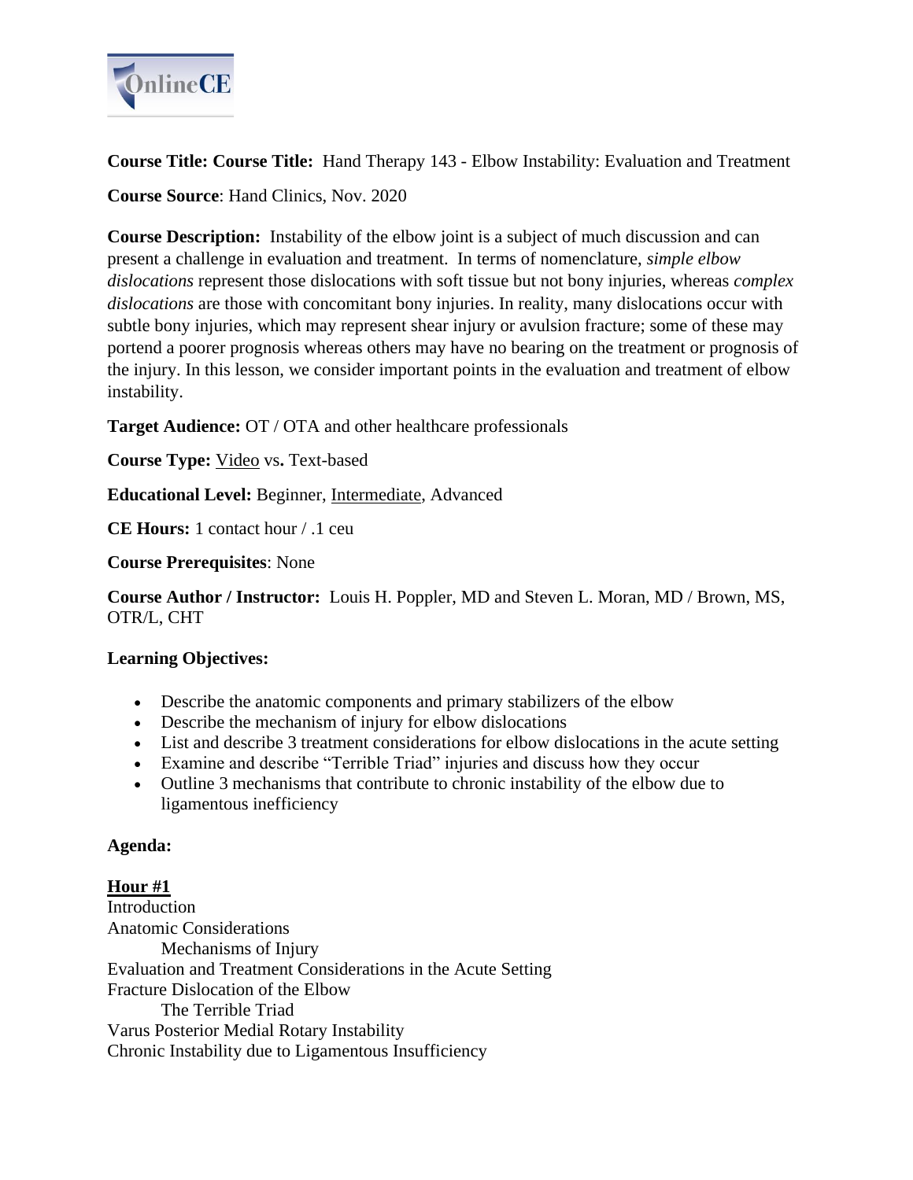**Course Title: Course Title:** Hand Therapy 143 - Elbow Instability: Evaluation and Treatment

**Course Source**: Hand Clinics, Nov. 2020

**Course Description:** Instability of the elbow joint is a subject of much discussion and can present a challenge in evaluation and treatment. In terms of nomenclature, *simple elbow dislocations* represent those dislocations with soft tissue but not bony injuries, whereas *complex dislocations* are those with concomitant bony injuries. In reality, many dislocations occur with subtle bony injuries, which may represent shear injury or avulsion fracture; some of these may portend a poorer prognosis whereas others may have no bearing on the treatment or prognosis of the injury. In this lesson, we consider important points in the evaluation and treatment of elbow instability.

**Target Audience:** OT / OTA and other healthcare professionals

**Course Type:** <u>Video</u> vs**.** Text-based

**Educational Level:** Beginner, <u>Intermediate</u>, Advanced

**CE Hours:** 1 contact hour / .1 ceu

**Course Prerequisites**: None

**Course Author / Instructor:** Louis H. Poppler, MD and Steven L. Moran, MD / Brown, MS, OTR/L, CHT

**Learning Objectives:**

- Describe the anatomic components and primary stabilizers of the elbow
- Describe the mechanism of injury for elbow dislocations
- List and describe 3 treatment considerations for elbow dislocations in the acute setting
- Examine and describe "Terrible Triad" injuries and discuss how they occur
- Outline 3 mechanisms that contribute to chronic instability of the elbow due to ligamentous inefficiency

**Agenda:**

**<u>Hour #1</u>**
Introduction
Anatomic Considerations
    Mechanisms of Injury
Evaluation and Treatment Considerations in the Acute Setting
Fracture Dislocation of the Elbow
    The Terrible Triad
Varus Posterior Medial Rotary Instability
Chronic Instability due to Ligamentous Insufficiency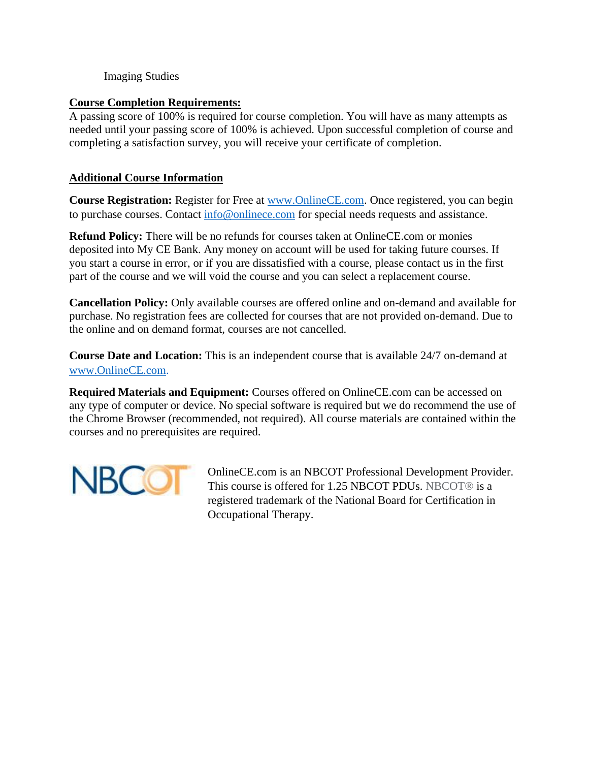Imaging Studies

**Course Completion Requirements:**

A passing score of 100% is required for course completion. You will have as many attempts as needed until your passing score of 100% is achieved. Upon successful completion of course and completing a satisfaction survey, you will receive your certificate of completion.

**Additional Course Information**

**Course Registration:** Register for Free at www.OnlineCE.com. Once registered, you can begin to purchase courses. Contact info@onlinece.com for special needs requests and assistance.

**Refund Policy:** There will be no refunds for courses taken at OnlineCE.com or monies deposited into My CE Bank. Any money on account will be used for taking future courses. If you start a course in error, or if you are dissatisfied with a course, please contact us in the first part of the course and we will void the course and you can select a replacement course.

**Cancellation Policy:** Only available courses are offered online and on-demand and available for purchase. No registration fees are collected for courses that are not provided on-demand. Due to the online and on demand format, courses are not cancelled.

**Course Date and Location:** This is an independent course that is available 24/7 on-demand at www.OnlineCE.com.

**Required Materials and Equipment:** Courses offered on OnlineCE.com can be accessed on any type of computer or device. No special software is required but we do recommend the use of the Chrome Browser (recommended, not required). All course materials are contained within the courses and no prerequisites are required.

NBCOT

OnlineCE.com is an NBCOT Professional Development Provider. This course is offered for 1.25 NBCOT PDUs. NBCOT® is a registered trademark of the National Board for Certification in Occupational Therapy.